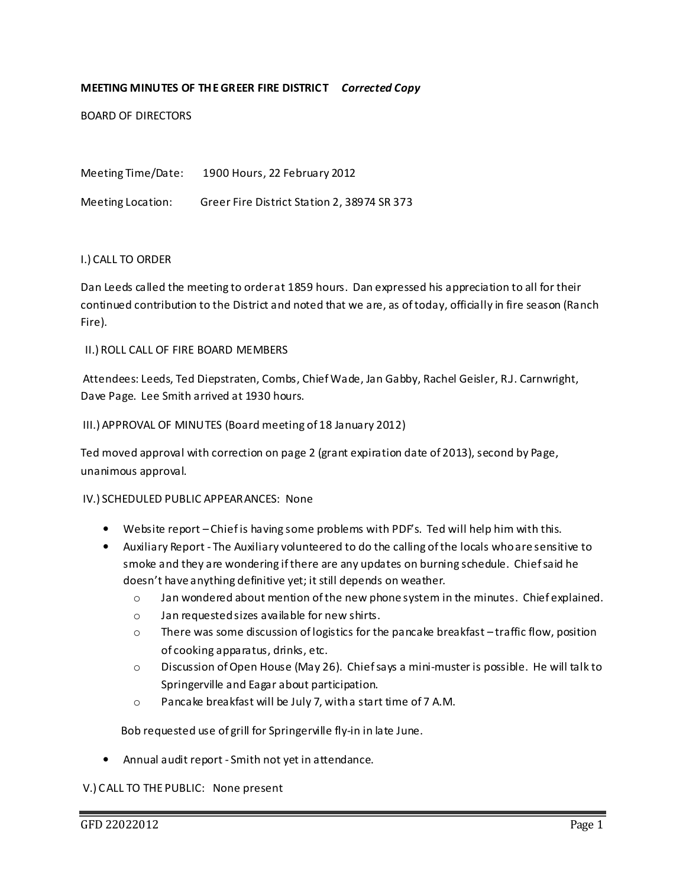**MEETING MINUTES OF THE GREER FIRE DISTRICT** ***Corrected Copy***

BOARD OF DIRECTORS

Meeting Time/Date: 1900 Hours, 22 February 2012

Meeting Location: Greer Fire District Station 2, 38974 SR 373

I.) CALL TO ORDER

Dan Leeds called the meeting to order at 1859 hours. Dan expressed his appreciation to all for their continued contribution to the District and noted that we are, as of today, officially in fire season (Ranch Fire).

II.) ROLL CALL OF FIRE BOARD MEMBERS

Attendees: Leeds, Ted Diepstraten, Combs, Chief Wade, Jan Gabby, Rachel Geisler, R.J. Carnwright, Dave Page. Lee Smith arrived at 1930 hours.

III.) APPROVAL OF MINUTES (Board meeting of 18 January 2012)

Ted moved approval with correction on page 2 (grant expiration date of 2013), second by Page, unanimous approval.

IV.) SCHEDULED PUBLIC APPEARANCES: None

- Website report – Chief is having some problems with PDF's. Ted will help him with this.
- Auxiliary Report - The Auxiliary volunteered to do the calling of the locals who are sensitive to smoke and they are wondering if there are any updates on burning schedule. Chief said he doesn't have anything definitive yet; it still depends on weather.
    - Jan wondered about mention of the new phone system in the minutes. Chief explained.
    - Jan requested sizes available for new shirts.
    - There was some discussion of logistics for the pancake breakfast – traffic flow, position of cooking apparatus, drinks, etc.
    - Discussion of Open House (May 26). Chief says a mini-muster is possible. He will talk to Springerville and Eagar about participation.
    - Pancake breakfast will be July 7, with a start time of 7 A.M.

  Bob requested use of grill for Springerville fly-in in late June.

- Annual audit report - Smith not yet in attendance.

V.) CALL TO THE PUBLIC: None present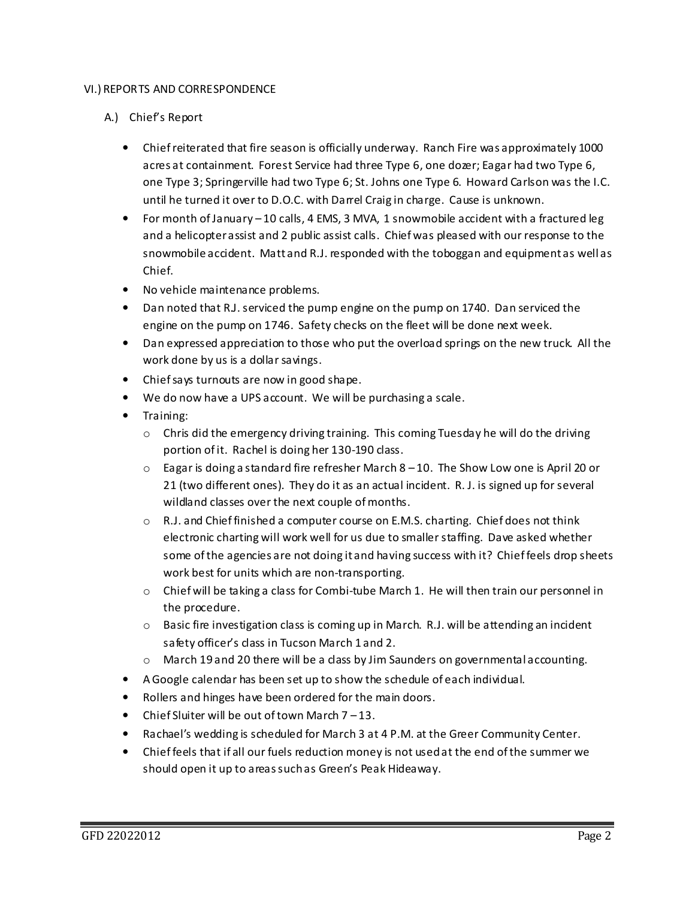## VI.) REPORTS AND CORRESPONDENCE

### A.) Chief's Report

- Chief reiterated that fire season is officially underway. Ranch Fire was approximately 1000 acres at containment. Forest Service had three Type 6, one dozer; Eagar had two Type 6, one Type 3; Springerville had two Type 6; St. Johns one Type 6. Howard Carlson was the I.C. until he turned it over to D.O.C. with Darrel Craig in charge. Cause is unknown.
- For month of January – 10 calls, 4 EMS, 3 MVA, 1 snowmobile accident with a fractured leg and a helicopter assist and 2 public assist calls. Chief was pleased with our response to the snowmobile accident. Matt and R.J. responded with the toboggan and equipment as well as Chief.
- No vehicle maintenance problems.
- Dan noted that RJ. serviced the pump engine on the pump on 1740. Dan serviced the engine on the pump on 1746. Safety checks on the fleet will be done next week.
- Dan expressed appreciation to those who put the overload springs on the new truck. All the work done by us is a dollar savings.
- Chief says turnouts are now in good shape.
- We do now have a UPS account. We will be purchasing a scale.
- Training:
  - Chris did the emergency driving training. This coming Tuesday he will do the driving portion of it. Rachel is doing her 130-190 class.
  - Eagar is doing a standard fire refresher March 8 – 10. The Show Low one is April 20 or 21 (two different ones). They do it as an actual incident. R. J. is signed up for several wildland classes over the next couple of months.
  - R.J. and Chief finished a computer course on E.M.S. charting. Chief does not think electronic charting will work well for us due to smaller staffing. Dave asked whether some of the agencies are not doing it and having success with it? Chief feels drop sheets work best for units which are non-transporting.
  - Chief will be taking a class for Combi-tube March 1. He will then train our personnel in the procedure.
  - Basic fire investigation class is coming up in March. R.J. will be attending an incident safety officer's class in Tucson March 1 and 2.
  - March 19 and 20 there will be a class by Jim Saunders on governmental accounting.
- A Google calendar has been set up to show the schedule of each individual.
- Rollers and hinges have been ordered for the main doors.
- Chief Sluiter will be out of town March 7 – 13.
- Rachael's wedding is scheduled for March 3 at 4 P.M. at the Greer Community Center.
- Chief feels that if all our fuels reduction money is not used at the end of the summer we should open it up to areas such as Green's Peak Hideaway.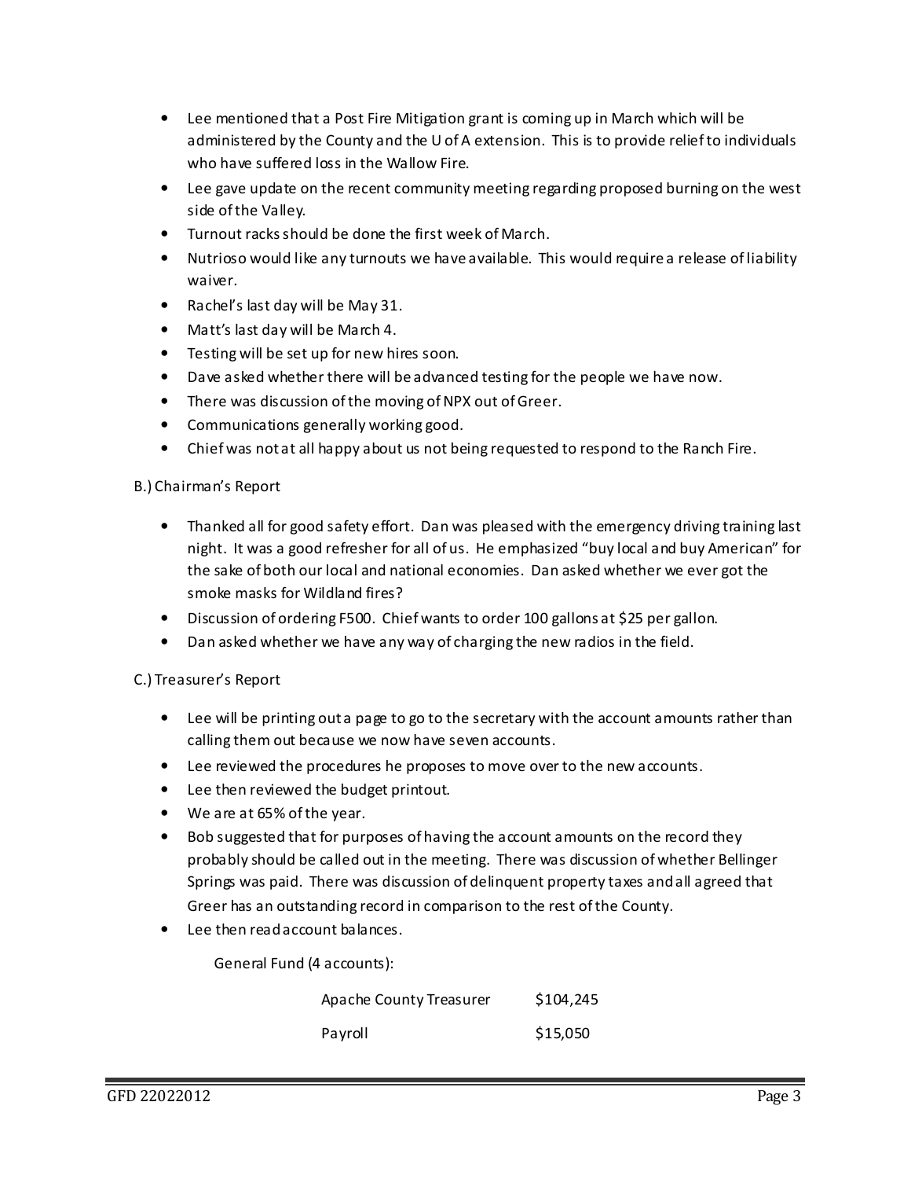- Lee mentioned that a Post Fire Mitigation grant is coming up in March which will be administered by the County and the U of A extension. This is to provide relief to individuals who have suffered loss in the Wallow Fire.
- Lee gave update on the recent community meeting regarding proposed burning on the west side of the Valley.
- Turnout racks should be done the first week of March.
- Nutrioso would like any turnouts we have available. This would require a release of liability waiver.
- Rachel's last day will be May 31.
- Matt's last day will be March 4.
- Testing will be set up for new hires soon.
- Dave asked whether there will be advanced testing for the people we have now.
- There was discussion of the moving of NPX out of Greer.
- Communications generally working good.
- Chief was not at all happy about us not being requested to respond to the Ranch Fire.

B.) Chairman's Report

- Thanked all for good safety effort. Dan was pleased with the emergency driving training last night. It was a good refresher for all of us. He emphasized "buy local and buy American" for the sake of both our local and national economies. Dan asked whether we ever got the smoke masks for Wildland fires?
- Discussion of ordering F500. Chief wants to order 100 gallons at $25 per gallon.
- Dan asked whether we have any way of charging the new radios in the field.

C.) Treasurer's Report

- Lee will be printing out a page to go to the secretary with the account amounts rather than calling them out because we now have seven accounts.
- Lee reviewed the procedures he proposes to move over to the new accounts.
- Lee then reviewed the budget printout.
- We are at 65% of the year.
- Bob suggested that for purposes of having the account amounts on the record they probably should be called out in the meeting. There was discussion of whether Bellinger Springs was paid. There was discussion of delinquent property taxes and all agreed that Greer has an outstanding record in comparison to the rest of the County.
- Lee then read account balances.

General Fund (4 accounts):

| | |
|---|---|
| Apache County Treasurer | $104,245 |
| Payroll | $15,050 |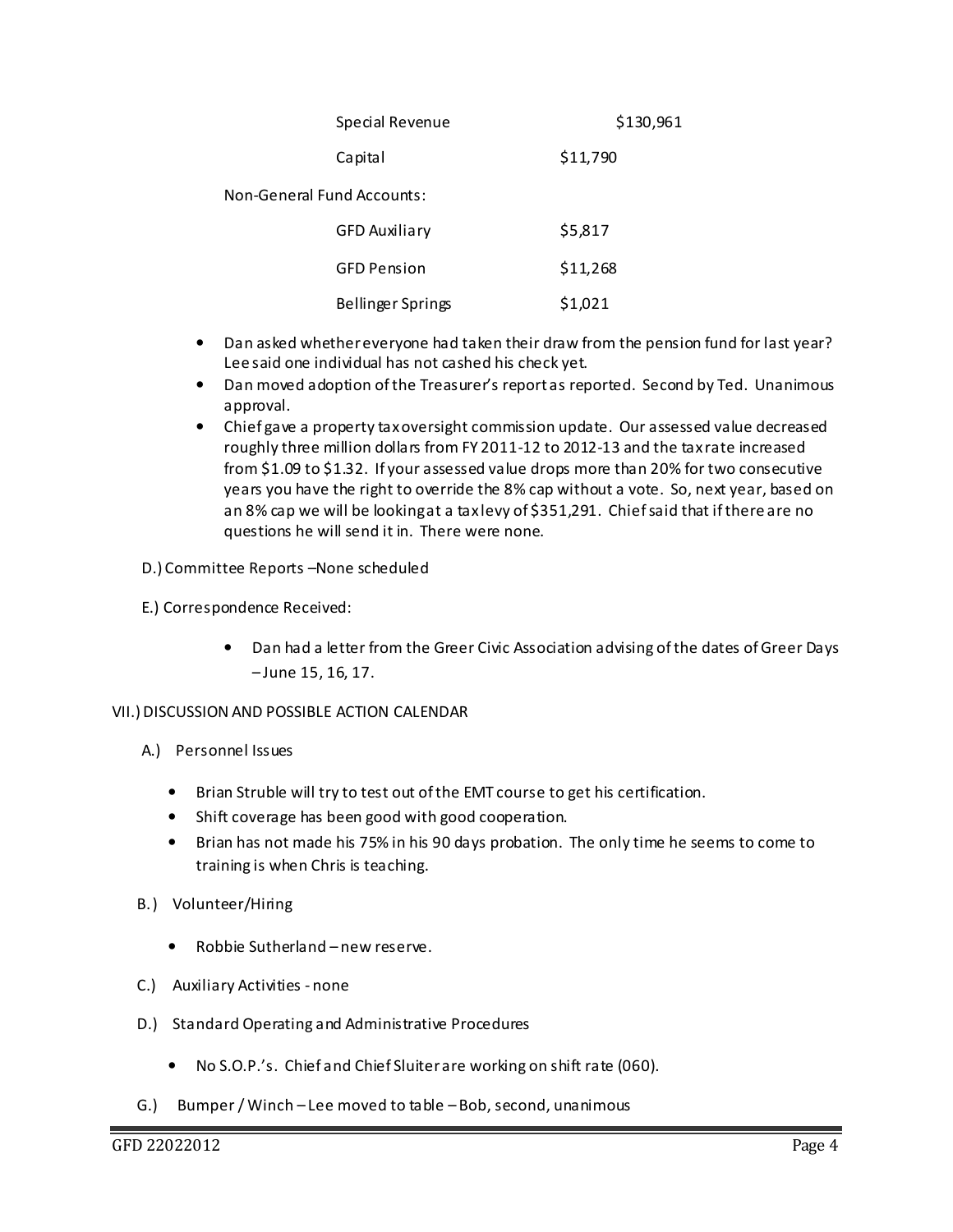| | |
|---|---|
| Special Revenue | $130,961 |
| Capital | $11,790 |

Non-General Fund Accounts:

| | |
|---|---|
| GFD Auxiliary | $5,817 |
| GFD Pension | $11,268 |
| Bellinger Springs | $1,021 |

- Dan asked whether everyone had taken their draw from the pension fund for last year? Lee said one individual has not cashed his check yet.
- Dan moved adoption of the Treasurer's report as reported. Second by Ted. Unanimous approval.
- Chief gave a property tax oversight commission update. Our assessed value decreased roughly three million dollars from FY 2011-12 to 2012-13 and the tax rate increased from $1.09 to $1.32. If your assessed value drops more than 20% for two consecutive years you have the right to override the 8% cap without a vote. So, next year, based on an 8% cap we will be looking at a tax levy of $351,291. Chief said that if there are no questions he will send it in. There were none.

D.) Committee Reports –None scheduled

E.) Correspondence Received:

- Dan had a letter from the Greer Civic Association advising of the dates of Greer Days – June 15, 16, 17.

VII.) DISCUSSION AND POSSIBLE ACTION CALENDAR

A.) Personnel Issues

- Brian Struble will try to test out of the EMT course to get his certification.
- Shift coverage has been good with good cooperation.
- Brian has not made his 75% in his 90 days probation. The only time he seems to come to training is when Chris is teaching.

B.) Volunteer/Hiring

- Robbie Sutherland – new reserve.

C.) Auxiliary Activities - none

D.) Standard Operating and Administrative Procedures

- No S.O.P.'s. Chief and Chief Sluiter are working on shift rate (060).

G.) Bumper / Winch – Lee moved to table – Bob, second, unanimous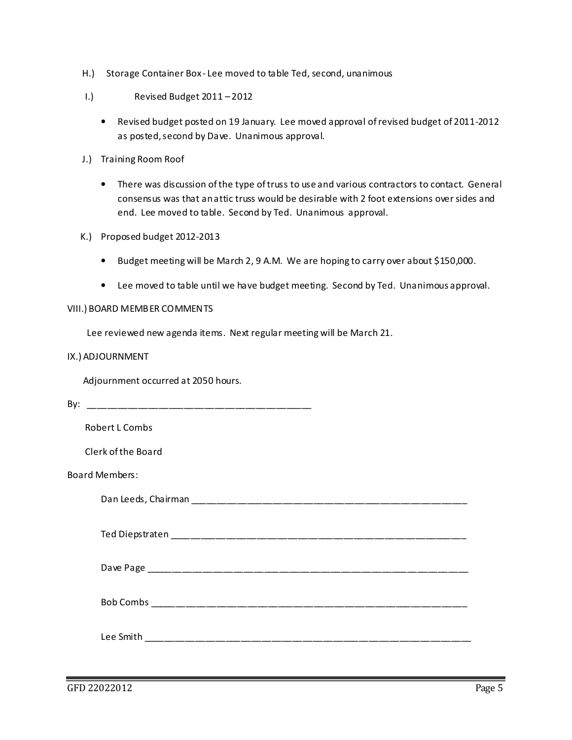H.) Storage Container Box - Lee moved to table Ted, second, unanimous

I.) Revised Budget 2011 – 2012

- Revised budget posted on 19 January. Lee moved approval of revised budget of 2011-2012 as posted, second by Dave. Unanimous approval.

J.) Training Room Roof

- There was discussion of the type of truss to use and various contractors to contact. General consensus was that an attic truss would be desirable with 2 foot extensions over sides and end. Lee moved to table. Second by Ted. Unanimous approval.

K.) Proposed budget 2012-2013

- Budget meeting will be March 2, 9 A.M. We are hoping to carry over about $150,000.
- Lee moved to table until we have budget meeting. Second by Ted. Unanimous approval.

VIII.) BOARD MEMBER COMMENTS

Lee reviewed new agenda items. Next regular meeting will be March 21.

IX.) ADJOURNMENT

Adjournment occurred at 2050 hours.

By: ___________________________________________

Robert L Combs

Clerk of the Board

Board Members:

Dan Leeds, Chairman _____________________________________________________

Ted Diepstraten _________________________________________________________

Dave Page ______________________________________________________________

Bob Combs _____________________________________________________________

Lee Smith ______________________________________________________________